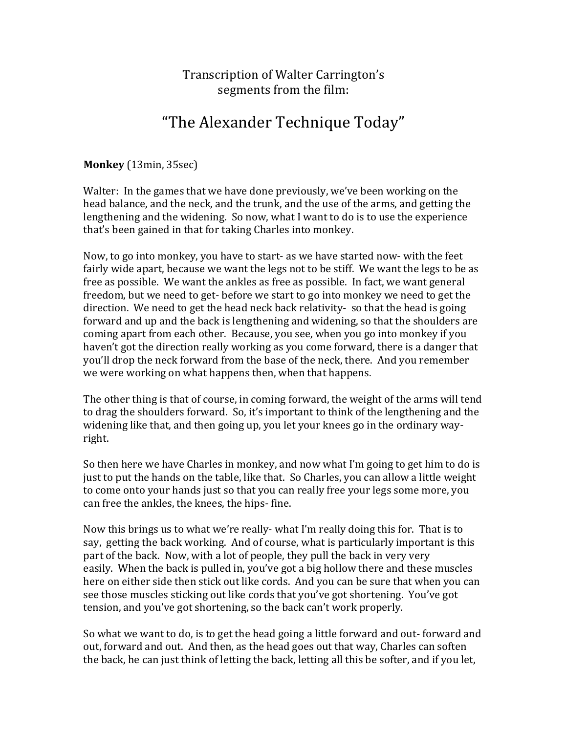Transcription of Walter Carrington's
segments from the film:

# "The Alexander Technique Today"

**Monkey** (13min, 35sec)

Walter: In the games that we have done previously, we've been working on the head balance, and the neck, and the trunk, and the use of the arms, and getting the lengthening and the widening. So now, what I want to do is to use the experience that's been gained in that for taking Charles into monkey.

Now, to go into monkey, you have to start- as we have started now- with the feet fairly wide apart, because we want the legs not to be stiff. We want the legs to be as free as possible. We want the ankles as free as possible. In fact, we want general freedom, but we need to get- before we start to go into monkey we need to get the direction. We need to get the head neck back relativity- so that the head is going forward and up and the back is lengthening and widening, so that the shoulders are coming apart from each other. Because, you see, when you go into monkey if you haven't got the direction really working as you come forward, there is a danger that you'll drop the neck forward from the base of the neck, there. And you remember we were working on what happens then, when that happens.

The other thing is that of course, in coming forward, the weight of the arms will tend to drag the shoulders forward. So, it's important to think of the lengthening and the widening like that, and then going up, you let your knees go in the ordinary way- right.

So then here we have Charles in monkey, and now what I'm going to get him to do is just to put the hands on the table, like that. So Charles, you can allow a little weight to come onto your hands just so that you can really free your legs some more, you can free the ankles, the knees, the hips- fine.

Now this brings us to what we're really- what I'm really doing this for. That is to say, getting the back working. And of course, what is particularly important is this part of the back. Now, with a lot of people, they pull the back in very very easily. When the back is pulled in, you've got a big hollow there and these muscles here on either side then stick out like cords. And you can be sure that when you can see those muscles sticking out like cords that you've got shortening. You've got tension, and you've got shortening, so the back can't work properly.

So what we want to do, is to get the head going a little forward and out- forward and out, forward and out. And then, as the head goes out that way, Charles can soften the back, he can just think of letting the back, letting all this be softer, and if you let,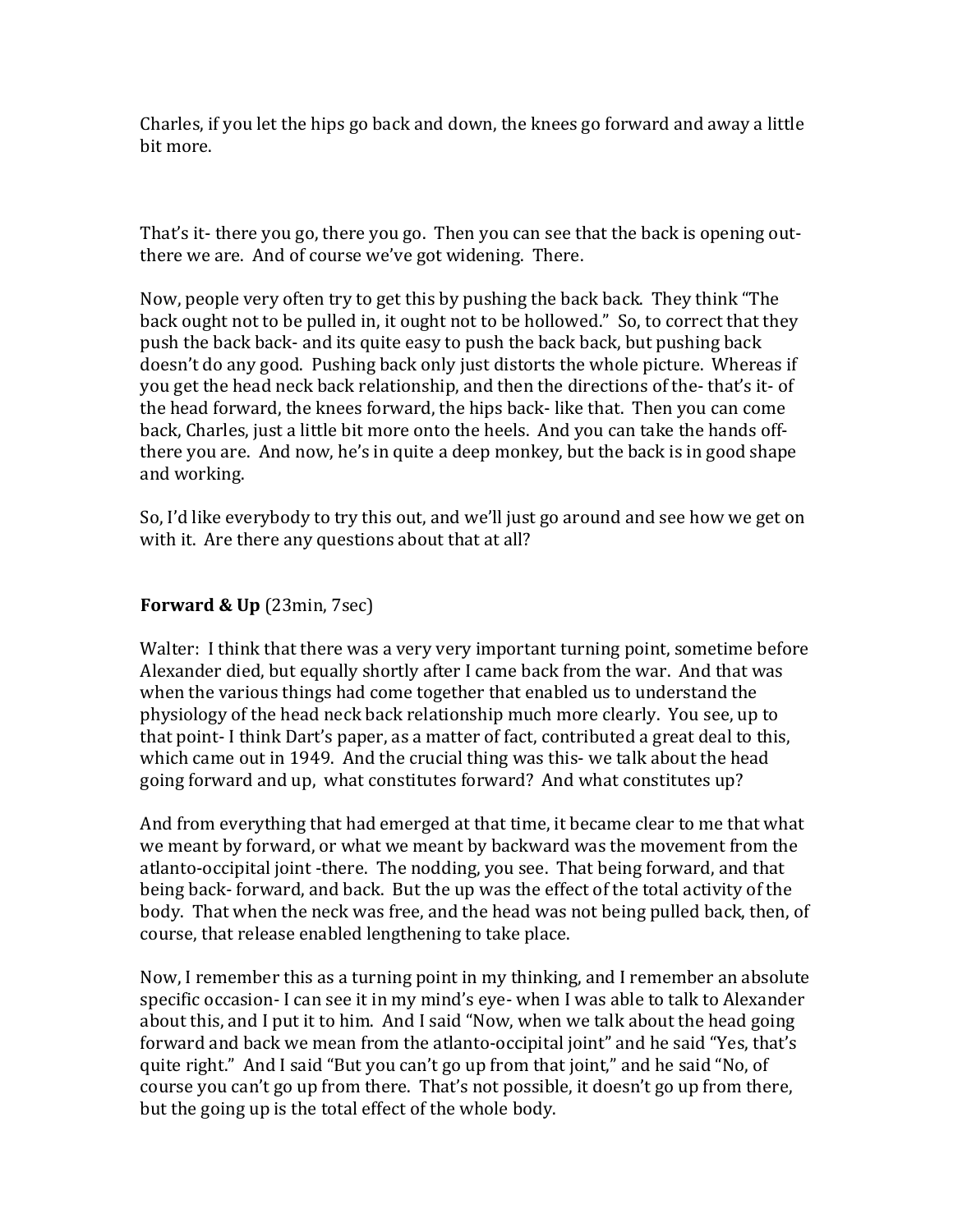Charles, if you let the hips go back and down, the knees go forward and away a little bit more.

That's it- there you go, there you go. Then you can see that the back is opening out- there we are. And of course we've got widening. There.

Now, people very often try to get this by pushing the back back. They think "The back ought not to be pulled in, it ought not to be hollowed." So, to correct that they push the back back- and its quite easy to push the back back, but pushing back doesn't do any good. Pushing back only just distorts the whole picture. Whereas if you get the head neck back relationship, and then the directions of the- that's it- of the head forward, the knees forward, the hips back- like that. Then you can come back, Charles, just a little bit more onto the heels. And you can take the hands off- there you are. And now, he's in quite a deep monkey, but the back is in good shape and working.

So, I'd like everybody to try this out, and we'll just go around and see how we get on with it. Are there any questions about that at all?

**Forward & Up** (23min, 7sec)

Walter: I think that there was a very very important turning point, sometime before Alexander died, but equally shortly after I came back from the war. And that was when the various things had come together that enabled us to understand the physiology of the head neck back relationship much more clearly. You see, up to that point- I think Dart's paper, as a matter of fact, contributed a great deal to this, which came out in 1949. And the crucial thing was this- we talk about the head going forward and up, what constitutes forward? And what constitutes up?

And from everything that had emerged at that time, it became clear to me that what we meant by forward, or what we meant by backward was the movement from the atlanto-occipital joint -there. The nodding, you see. That being forward, and that being back- forward, and back. But the up was the effect of the total activity of the body. That when the neck was free, and the head was not being pulled back, then, of course, that release enabled lengthening to take place.

Now, I remember this as a turning point in my thinking, and I remember an absolute specific occasion- I can see it in my mind's eye- when I was able to talk to Alexander about this, and I put it to him. And I said "Now, when we talk about the head going forward and back we mean from the atlanto-occipital joint" and he said "Yes, that's quite right." And I said "But you can't go up from that joint," and he said "No, of course you can't go up from there. That's not possible, it doesn't go up from there, but the going up is the total effect of the whole body.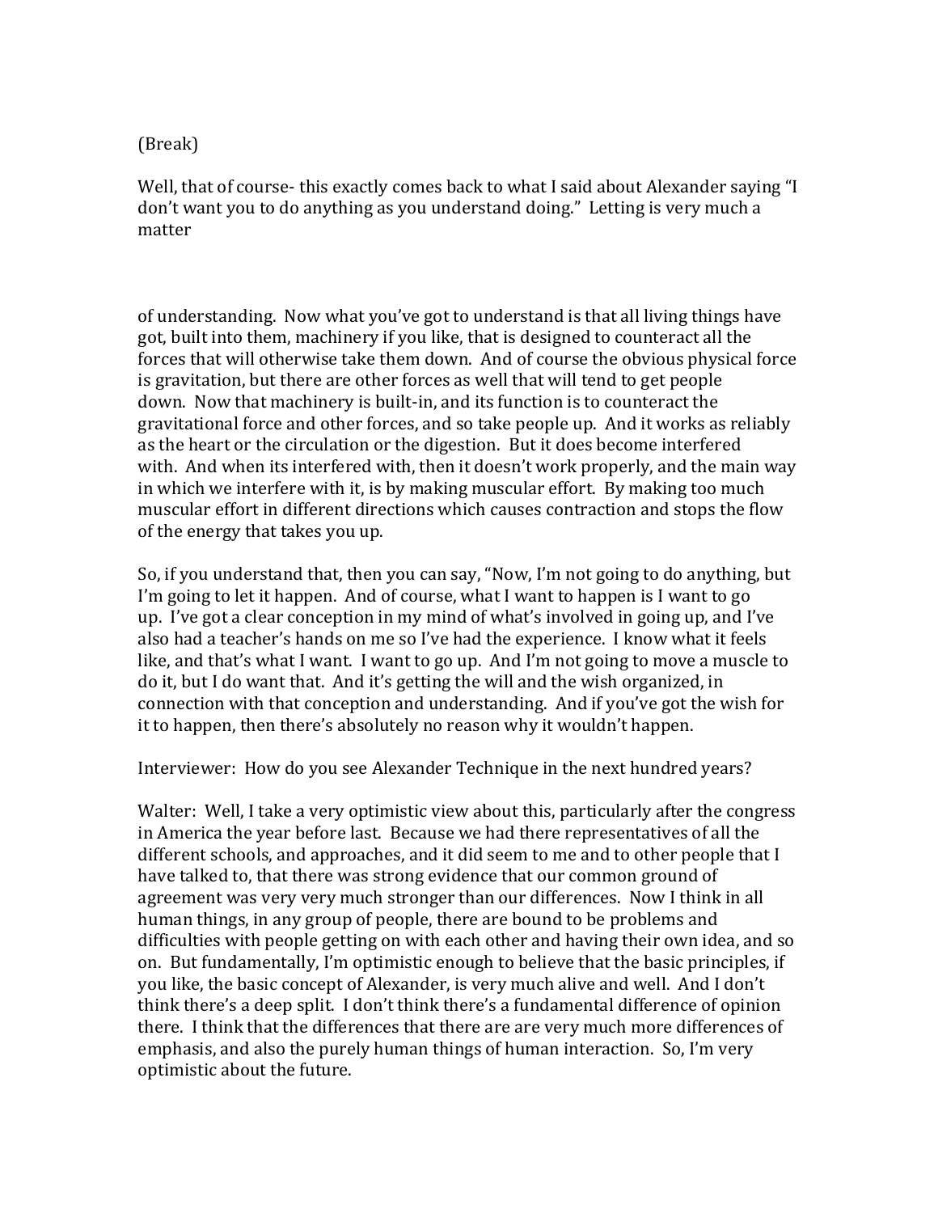(Break)

Well, that of course- this exactly comes back to what I said about Alexander saying "I don't want you to do anything as you understand doing." Letting is very much a matter

of understanding. Now what you've got to understand is that all living things have got, built into them, machinery if you like, that is designed to counteract all the forces that will otherwise take them down. And of course the obvious physical force is gravitation, but there are other forces as well that will tend to get people down. Now that machinery is built-in, and its function is to counteract the gravitational force and other forces, and so take people up. And it works as reliably as the heart or the circulation or the digestion. But it does become interfered with. And when its interfered with, then it doesn't work properly, and the main way in which we interfere with it, is by making muscular effort. By making too much muscular effort in different directions which causes contraction and stops the flow of the energy that takes you up.

So, if you understand that, then you can say, "Now, I'm not going to do anything, but I'm going to let it happen. And of course, what I want to happen is I want to go up. I've got a clear conception in my mind of what's involved in going up, and I've also had a teacher's hands on me so I've had the experience. I know what it feels like, and that's what I want. I want to go up. And I'm not going to move a muscle to do it, but I do want that. And it's getting the will and the wish organized, in connection with that conception and understanding. And if you've got the wish for it to happen, then there's absolutely no reason why it wouldn't happen.

Interviewer: How do you see Alexander Technique in the next hundred years?

Walter: Well, I take a very optimistic view about this, particularly after the congress in America the year before last. Because we had there representatives of all the different schools, and approaches, and it did seem to me and to other people that I have talked to, that there was strong evidence that our common ground of agreement was very very much stronger than our differences. Now I think in all human things, in any group of people, there are bound to be problems and difficulties with people getting on with each other and having their own idea, and so on. But fundamentally, I'm optimistic enough to believe that the basic principles, if you like, the basic concept of Alexander, is very much alive and well. And I don't think there's a deep split. I don't think there's a fundamental difference of opinion there. I think that the differences that there are are very much more differences of emphasis, and also the purely human things of human interaction. So, I'm very optimistic about the future.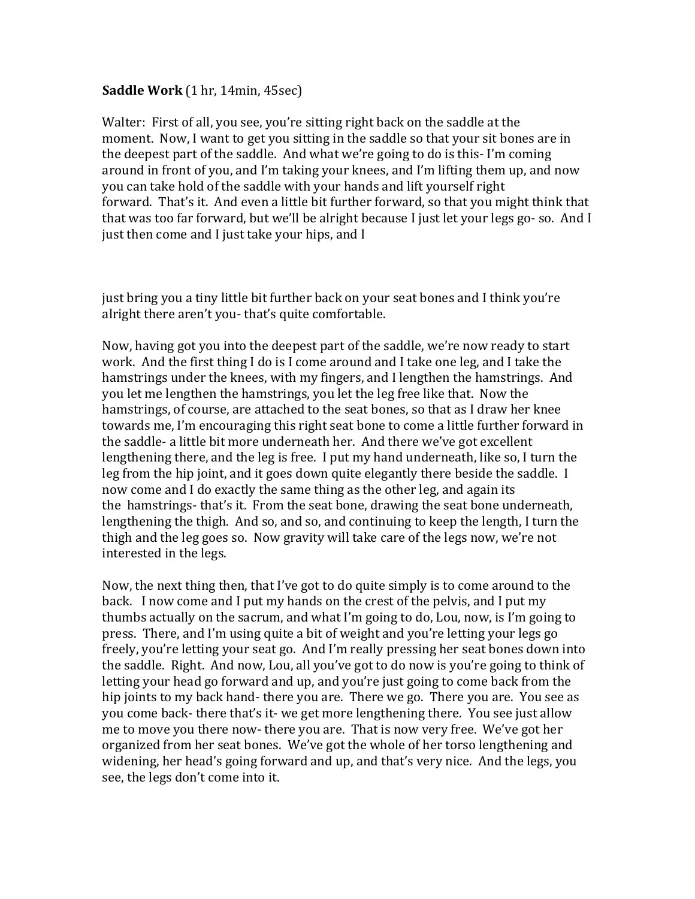**Saddle Work** (1 hr, 14min, 45sec)

Walter: First of all, you see, you're sitting right back on the saddle at the moment. Now, I want to get you sitting in the saddle so that your sit bones are in the deepest part of the saddle. And what we're going to do is this- I'm coming around in front of you, and I'm taking your knees, and I'm lifting them up, and now you can take hold of the saddle with your hands and lift yourself right forward. That's it. And even a little bit further forward, so that you might think that that was too far forward, but we'll be alright because I just let your legs go- so. And I just then come and I just take your hips, and I

just bring you a tiny little bit further back on your seat bones and I think you're alright there aren't you- that's quite comfortable.

Now, having got you into the deepest part of the saddle, we're now ready to start work. And the first thing I do is I come around and I take one leg, and I take the hamstrings under the knees, with my fingers, and I lengthen the hamstrings. And you let me lengthen the hamstrings, you let the leg free like that. Now the hamstrings, of course, are attached to the seat bones, so that as I draw her knee towards me, I'm encouraging this right seat bone to come a little further forward in the saddle- a little bit more underneath her. And there we've got excellent lengthening there, and the leg is free. I put my hand underneath, like so, I turn the leg from the hip joint, and it goes down quite elegantly there beside the saddle. I now come and I do exactly the same thing as the other leg, and again its the hamstrings- that's it. From the seat bone, drawing the seat bone underneath, lengthening the thigh. And so, and so, and continuing to keep the length, I turn the thigh and the leg goes so. Now gravity will take care of the legs now, we're not interested in the legs.

Now, the next thing then, that I've got to do quite simply is to come around to the back. I now come and I put my hands on the crest of the pelvis, and I put my thumbs actually on the sacrum, and what I'm going to do, Lou, now, is I'm going to press. There, and I'm using quite a bit of weight and you're letting your legs go freely, you're letting your seat go. And I'm really pressing her seat bones down into the saddle. Right. And now, Lou, all you've got to do now is you're going to think of letting your head go forward and up, and you're just going to come back from the hip joints to my back hand- there you are. There we go. There you are. You see as you come back- there that's it- we get more lengthening there. You see just allow me to move you there now- there you are. That is now very free. We've got her organized from her seat bones. We've got the whole of her torso lengthening and widening, her head's going forward and up, and that's very nice. And the legs, you see, the legs don't come into it.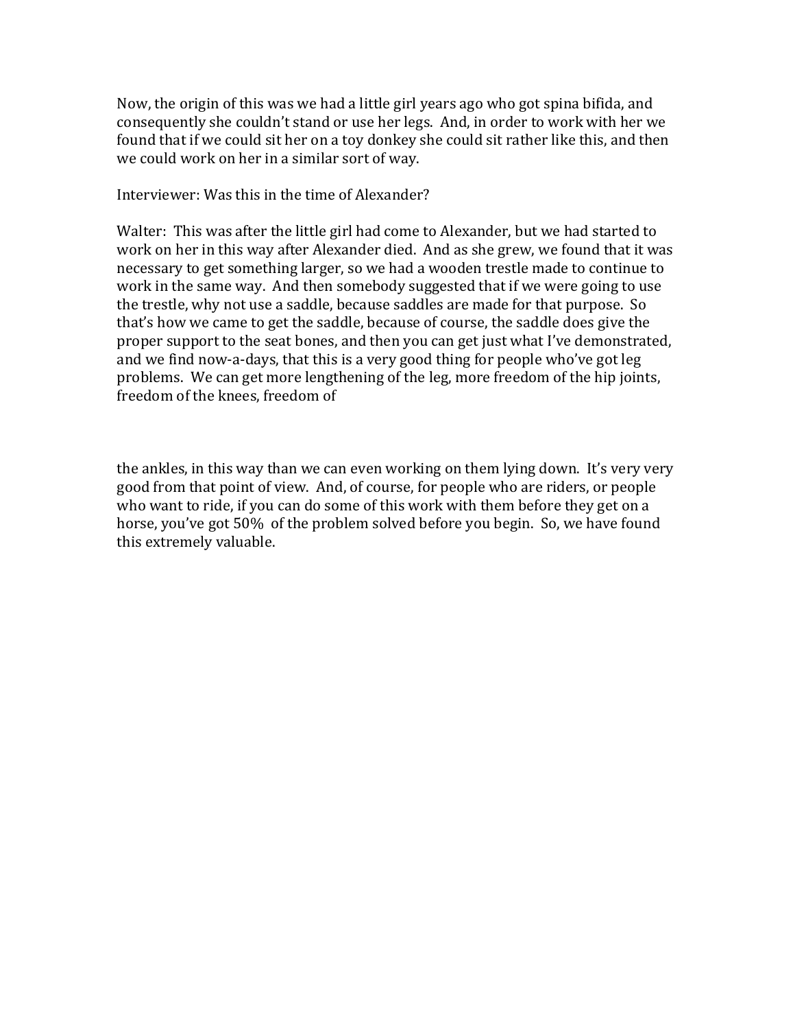Now, the origin of this was we had a little girl years ago who got spina bifida, and consequently she couldn't stand or use her legs. And, in order to work with her we found that if we could sit her on a toy donkey she could sit rather like this, and then we could work on her in a similar sort of way.

Interviewer: Was this in the time of Alexander?

Walter: This was after the little girl had come to Alexander, but we had started to work on her in this way after Alexander died. And as she grew, we found that it was necessary to get something larger, so we had a wooden trestle made to continue to work in the same way. And then somebody suggested that if we were going to use the trestle, why not use a saddle, because saddles are made for that purpose. So that's how we came to get the saddle, because of course, the saddle does give the proper support to the seat bones, and then you can get just what I've demonstrated, and we find now-a-days, that this is a very good thing for people who've got leg problems. We can get more lengthening of the leg, more freedom of the hip joints, freedom of the knees, freedom of the ankles, in this way than we can even working on them lying down. It's very very good from that point of view. And, of course, for people who are riders, or people who want to ride, if you can do some of this work with them before they get on a horse, you've got 50% of the problem solved before you begin. So, we have found this extremely valuable.